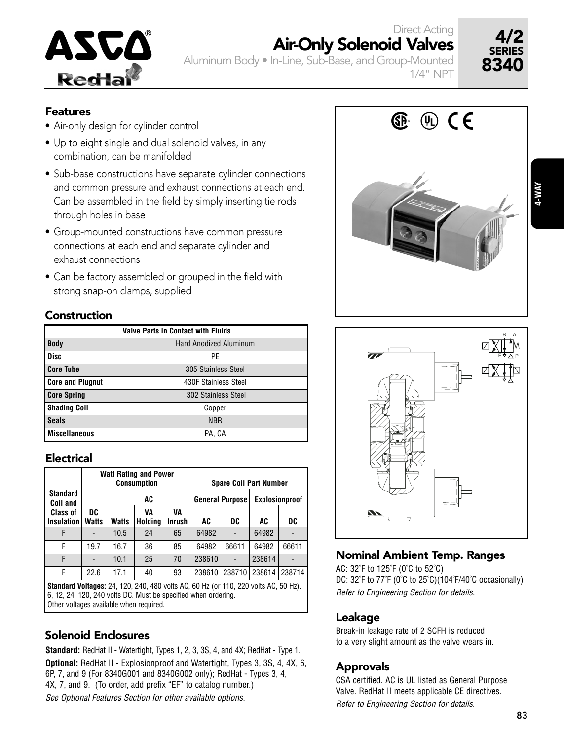# Direct Acting Air-Only Solenoid Valves

Aluminum Body • In-Line, Sub-Base, and Group-Mounted

1/4" NPT

**4/2 SERIES 8340**

## Features

- Air-only design for cylinder control
- Up to eight single and dual solenoid valves, in any combination, can be manifolded
- Sub-base constructions have separate cylinder connections and common pressure and exhaust connections at each end. Can be assembled in the field by simply inserting tie rods through holes in base
- Group-mounted constructions have common pressure connections at each end and separate cylinder and exhaust connections
- Can be factory assembled or grouped in the field with strong snap-on clamps, supplied

## Construction

| Valve Parts in Contact with Fluids | |
|---|---|
| **Body** | Hard Anodized Aluminum |
| **Disc** | PE |
| **Core Tube** | 305 Stainless Steel |
| **Core and Plugnut** | 430F Stainless Steel |
| **Core Spring** | 302 Stainless Steel |
| **Shading Coil** | Copper |
| **Seals** | NBR |
| **Miscellaneous** | PA, CA |

## Electrical

| Standard Coil and Class of Insulation | Watt Rating and Power Consumption | | | | Spare Coil Part Number | | | |
|---|---|---|---|---|---|---|---|---|
| | | AC | | | General Purpose | | Explosionproof | |
| | DC Watts | Watts | VA Holding | VA Inrush | AC | DC | AC | DC |
| F | - | 10.5 | 24 | 65 | 64982 | - | 64982 | - |
| F | 19.7 | 16.7 | 36 | 85 | 64982 | 66611 | 64982 | 66611 |
| F | - | 10.1 | 25 | 70 | 238610 | - | 238614 | - |
| F | 22.6 | 17.1 | 40 | 93 | 238610 | 238710 | 238614 | 238714 |

**Standard Voltages:** 24, 120, 240, 480 volts AC, 60 Hz (or 110, 220 volts AC, 50 Hz). 6, 12, 24, 120, 240 volts DC. Must be specified when ordering. Other voltages available when required.

## Solenoid Enclosures

**Standard:** RedHat II - Watertight, Types 1, 2, 3, 3S, 4, and 4X; RedHat - Type 1.

**Optional:** RedHat II - Explosionproof and Watertight, Types 3, 3S, 4, 4X, 6, 6P, 7, and 9 (For 8340G001 and 8340G002 only); RedHat - Types 3, 4, 4X, 7, and 9. (To order, add prefix "EF" to catalog number.)

*See Optional Features Section for other available options.*

## Nominal Ambient Temp. Ranges

AC: 32˚F to 125˚F (0˚C to 52˚C)

DC: 32˚F to 77˚F (0˚C to 25˚C)(104˚F/40˚C occasionally)

*Refer to Engineering Section for details.*

## Leakage

Break-in leakage rate of 2 SCFH is reduced to a very slight amount as the valve wears in.

## Approvals

CSA certified. AC is UL listed as General Purpose Valve. RedHat II meets applicable CE directives.

*Refer to Engineering Section for details.*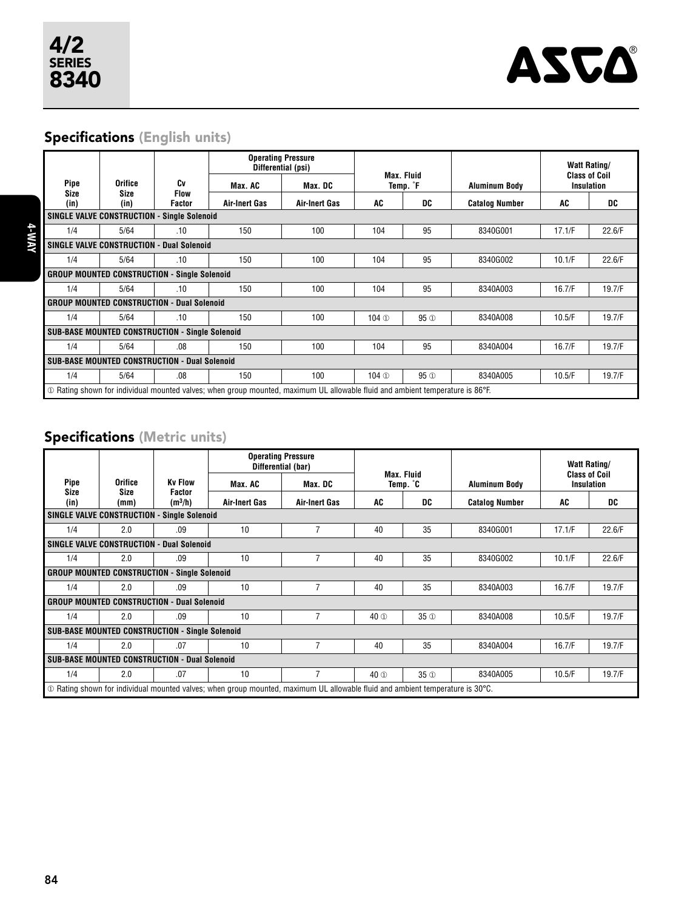# 4/2 SERIES 8340

ASCO®

## Specifications (English units)

| Pipe Size (in) | Orifice Size (in) | Cv Flow Factor | Operating Pressure Differential (psi) Max. AC Air-Inert Gas | Operating Pressure Differential (psi) Max. DC Air-Inert Gas | Max. Fluid Temp. °F AC | Max. Fluid Temp. °F DC | Aluminum Body Catalog Number | Watt Rating/ Class of Coil Insulation AC | Watt Rating/ Class of Coil Insulation DC |
|---|---|---|---|---|---|---|---|---|---|
| **SINGLE VALVE CONSTRUCTION - Single Solenoid** | | | | | | | | | |
| 1/4 | 5/64 | .10 | 150 | 100 | 104 | 95 | 8340G001 | 17.1/F | 22.6/F |
| **SINGLE VALVE CONSTRUCTION - Dual Solenoid** | | | | | | | | | |
| 1/4 | 5/64 | .10 | 150 | 100 | 104 | 95 | 8340G002 | 10.1/F | 22.6/F |
| **GROUP MOUNTED CONSTRUCTION - Single Solenoid** | | | | | | | | | |
| 1/4 | 5/64 | .10 | 150 | 100 | 104 | 95 | 8340A003 | 16.7/F | 19.7/F |
| **GROUP MOUNTED CONSTRUCTION - Dual Solenoid** | | | | | | | | | |
| 1/4 | 5/64 | .10 | 150 | 100 | 104 ① | 95 ① | 8340A008 | 10.5/F | 19.7/F |
| **SUB-BASE MOUNTED CONSTRUCTION - Single Solenoid** | | | | | | | | | |
| 1/4 | 5/64 | .08 | 150 | 100 | 104 | 95 | 8340A004 | 16.7/F | 19.7/F |
| **SUB-BASE MOUNTED CONSTRUCTION - Dual Solenoid** | | | | | | | | | |
| 1/4 | 5/64 | .08 | 150 | 100 | 104 ① | 95 ① | 8340A005 | 10.5/F | 19.7/F |

① Rating shown for individual mounted valves; when group mounted, maximum UL allowable fluid and ambient temperature is 86°F.

## Specifications (Metric units)

| Pipe Size (in) | Orifice Size (mm) | Kv Flow Factor ($m^3$/h) | Operating Pressure Differential (bar) Max. AC Air-Inert Gas | Operating Pressure Differential (bar) Max. DC Air-Inert Gas | Max. Fluid Temp. °C AC | Max. Fluid Temp. °C DC | Aluminum Body Catalog Number | Watt Rating/ Class of Coil Insulation AC | Watt Rating/ Class of Coil Insulation DC |
|---|---|---|---|---|---|---|---|---|---|
| **SINGLE VALVE CONSTRUCTION - Single Solenoid** | | | | | | | | | |
| 1/4 | 2.0 | .09 | 10 | 7 | 40 | 35 | 8340G001 | 17.1/F | 22.6/F |
| **SINGLE VALVE CONSTRUCTION - Dual Solenoid** | | | | | | | | | |
| 1/4 | 2.0 | .09 | 10 | 7 | 40 | 35 | 8340G002 | 10.1/F | 22.6/F |
| **GROUP MOUNTED CONSTRUCTION - Single Solenoid** | | | | | | | | | |
| 1/4 | 2.0 | .09 | 10 | 7 | 40 | 35 | 8340A003 | 16.7/F | 19.7/F |
| **GROUP MOUNTED CONSTRUCTION - Dual Solenoid** | | | | | | | | | |
| 1/4 | 2.0 | .09 | 10 | 7 | 40 ① | 35 ① | 8340A008 | 10.5/F | 19.7/F |
| **SUB-BASE MOUNTED CONSTRUCTION - Single Solenoid** | | | | | | | | | |
| 1/4 | 2.0 | .07 | 10 | 7 | 40 | 35 | 8340A004 | 16.7/F | 19.7/F |
| **SUB-BASE MOUNTED CONSTRUCTION - Dual Solenoid** | | | | | | | | | |
| 1/4 | 2.0 | .07 | 10 | 7 | 40 ① | 35 ① | 8340A005 | 10.5/F | 19.7/F |

① Rating shown for individual mounted valves; when group mounted, maximum UL allowable fluid and ambient temperature is 30°C.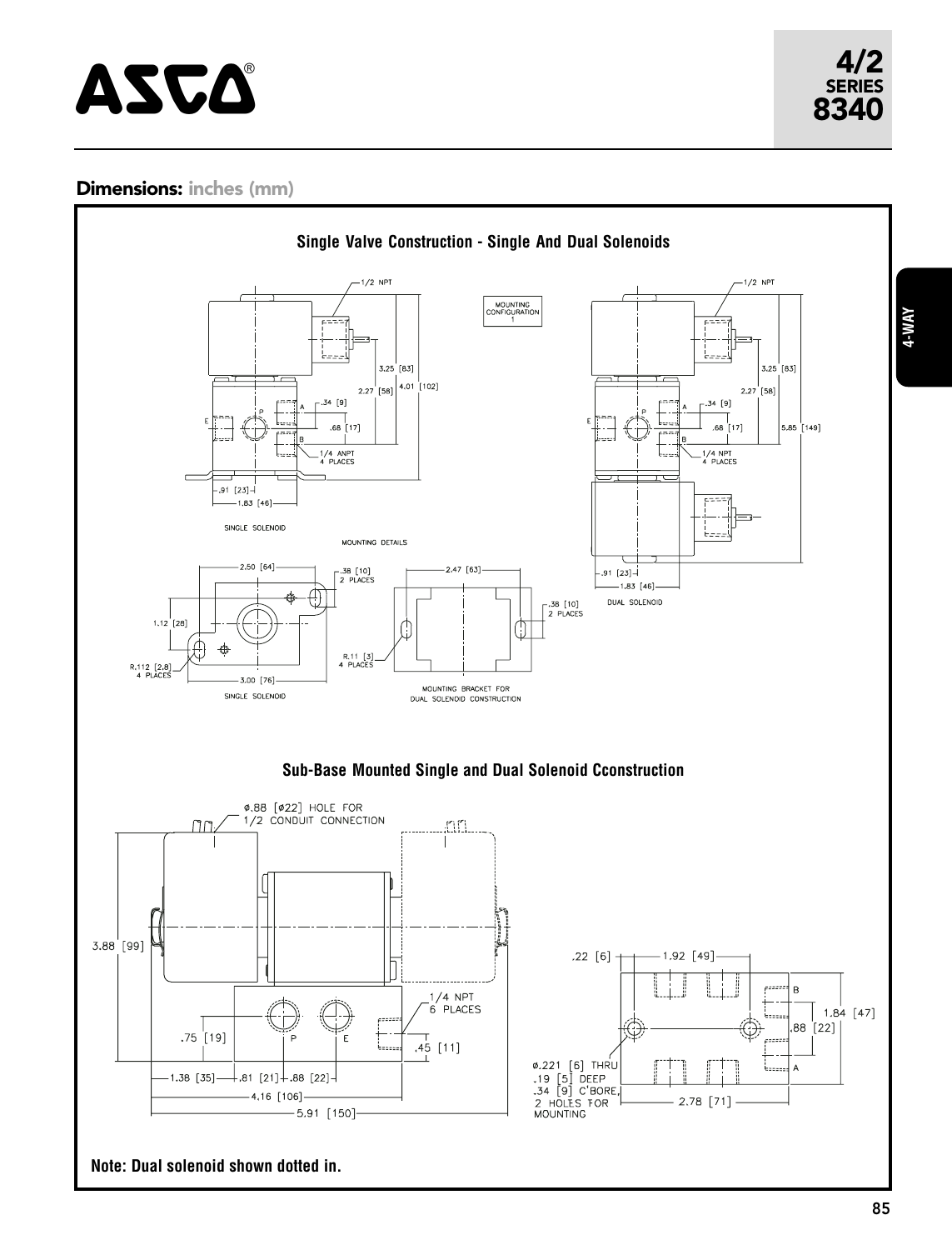# ASCO

**4/2 SERIES 8340**

## Dimensions: inches (mm)

### Single Valve Construction - Single And Dual Solenoids

1/2 NPT

MOUNTING CONFIGURATION 1

3.25 [83]

2.27 [58]

4.01 [102]

.34 [9]

.68 [17]

1/4 ANPT 4 PLACES

.91 [23]

1.83 [46]

SINGLE SOLENOID

MOUNTING DETAILS

2.50 [64]

.38 [10] 2 PLACES

1.12 [28]

R.112 [2.8] 4 PLACES

3.00 [76]

SINGLE SOLENOID

2.47 [63]

R.11 [3] 4 PLACES

.38 [10] 2 PLACES

MOUNTING BRACKET FOR DUAL SOLENOID CONSTRUCTION

1/2 NPT

3.25 [83]

2.27 [58]

.34 [9]

.68 [17]

5.85 [149]

1/4 NPT 4 PLACES

.91 [23]

1.83 [46]

DUAL SOLENOID

### Sub-Base Mounted Single and Dual Solenoid Cconstruction

ø.88 [ø22] HOLE FOR 1/2 CONDUIT CONNECTION

3.88 [99]

1/4 NPT 6 PLACES

.75 [19]

.45 [11]

1.38 [35]

.81 [21]

.88 [22]

4.16 [106]

5.91 [150]

.22 [6]

1.92 [49]

1.84 [47]

.88 [22]

ø.221 [6] THRU .19 [5] DEEP .34 [9] C'BORE, 2 HOLES FOR MOUNTING

2.78 [71]

**Note: Dual solenoid shown dotted in.**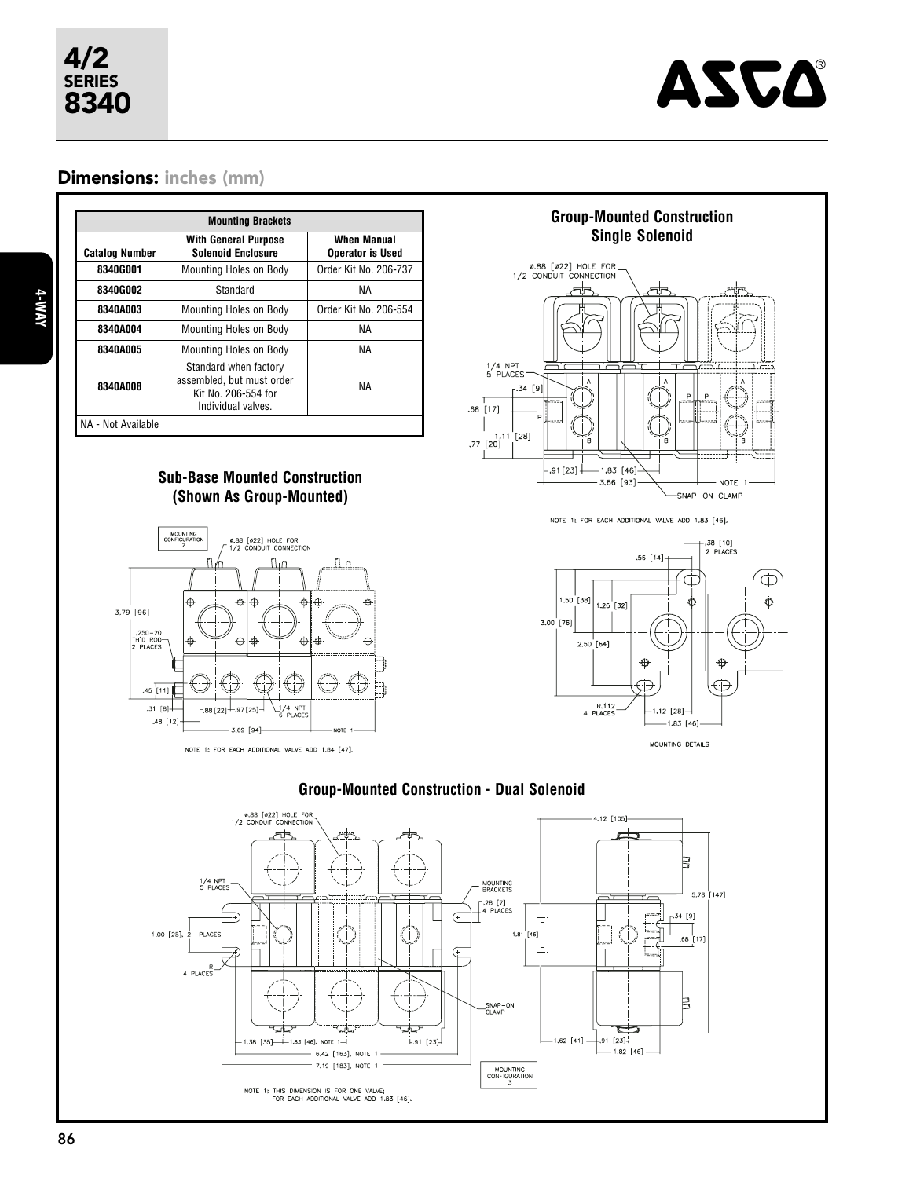## Dimensions: inches (mm)

| Mounting Brackets | | |
|---|---|---|
| **Catalog Number** | **With General Purpose Solenoid Enclosure** | **When Manual Operator is Used** |
| **8340G001** | Mounting Holes on Body | Order Kit No. 206-737 |
| **8340G002** | Standard | NA |
| **8340A003** | Mounting Holes on Body | Order Kit No. 206-554 |
| **8340A004** | Mounting Holes on Body | NA |
| **8340A005** | Mounting Holes on Body | NA |
| **8340A008** | Standard when factory assembled, but must order Kit No. 206-554 for Individual valves. | NA |

NA - Not Available

### Group-Mounted Construction Single Solenoid

ø.88 [ø22] HOLE FOR 1/2 CONDUIT CONNECTION
1/4 NPT 5 PLACES
.34 [9]
.68 [17]
1.11 [28]
.77 [20]
.91 [23]
1.83 [46]
3.66 [93]
NOTE 1
SNAP-ON CLAMP

NOTE 1: FOR EACH ADDITIONAL VALVE ADD 1.83 [46].

.38 [10] 2 PLACES
.56 [14]
1.50 [38]
1.25 [32]
3.00 [76]
2.50 [64]
R.112 4 PLACES
1.12 [28]
1.83 [46]

MOUNTING DETAILS

### Sub-Base Mounted Construction (Shown As Group-Mounted)

MOUNTING CONFIGURATION 2
ø.88 [ø22] HOLE FOR 1/2 CONDUIT CONNECTION
3.79 [96]
.250-20 TH'D ROD 2 PLACES
.45 [11]
.31 [8]
.48 [12]
.88 [22]
.97 [25]
1/4 NPT 6 PLACES
3.69 [94]
NOTE 1

NOTE 1: FOR EACH ADDITIONAL VALVE ADD 1.84 [47].

### Group-Mounted Construction - Dual Solenoid

ø.88 [ø22] HOLE FOR 1/2 CONDUIT CONNECTION
1/4 NPT 5 PLACES
1.00 [25], 2 PLACES
R 4 PLACES
MOUNTING BRACKETS
.28 [7] 4 PLACES
SNAP-ON CLAMP
1.38 [35]
1.83 [46], NOTE 1
.91 [23]
6.42 [163], NOTE 1
7.19 [183], NOTE 1
4.12 [105]
5.78 [147]
.34 [9]
1.81 [46]
.68 [17]
1.62 [41]
.91 [23]
1.82 [46]

MOUNTING CONFIGURATION 3

NOTE 1: THIS DIMENSION IS FOR ONE VALVE; FOR EACH ADDITIONAL VALVE ADD 1.83 [46].